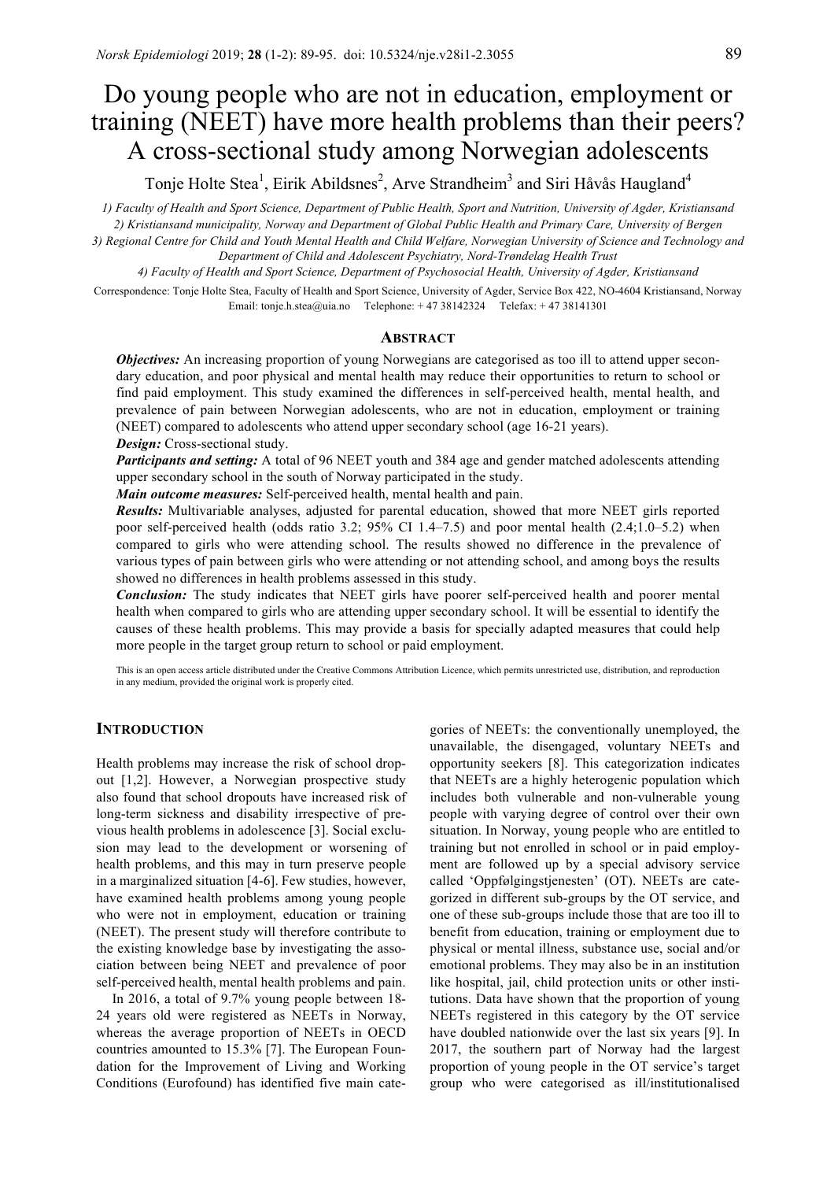# Do young people who are not in education, employment or training (NEET) have more health problems than their peers? A cross-sectional study among Norwegian adolescents

Tonje Holte Stea[1], Eirik Abildsnes[2], Arve Strandheim[3] and Siri Håvås Haugland[4]

*1) Faculty of Health and Sport Science, Department of Public Health, Sport and Nutrition, University of Agder, Kristiansand*

*2) Kristiansand municipality, Norway and Department of Global Public Health and Primary Care, University of Bergen*

*3) Regional Centre for Child and Youth Mental Health and Child Welfare, Norwegian University of Science and Technology and Department of Child and Adolescent Psychiatry, Nord-Trøndelag Health Trust*

*4) Faculty of Health and Sport Science, Department of Psychosocial Health, University of Agder, Kristiansand*

Correspondence: Tonje Holte Stea, Faculty of Health and Sport Science, University of Agder, Service Box 422, NO-4604 Kristiansand, Norway
Email: tonje.h.stea@uia.no Telephone: + 47 38142324 Telefax: + 47 38141301

## ABSTRACT

***Objectives:*** An increasing proportion of young Norwegians are categorised as too ill to attend upper secondary education, and poor physical and mental health may reduce their opportunities to return to school or find paid employment. This study examined the differences in self-perceived health, mental health, and prevalence of pain between Norwegian adolescents, who are not in education, employment or training (NEET) compared to adolescents who attend upper secondary school (age 16-21 years).

***Design:*** Cross-sectional study.

***Participants and setting:*** A total of 96 NEET youth and 384 age and gender matched adolescents attending upper secondary school in the south of Norway participated in the study.

***Main outcome measures:*** Self-perceived health, mental health and pain.

***Results:*** Multivariable analyses, adjusted for parental education, showed that more NEET girls reported poor self-perceived health (odds ratio 3.2; 95% CI 1.4–7.5) and poor mental health (2.4;1.0–5.2) when compared to girls who were attending school. The results showed no difference in the prevalence of various types of pain between girls who were attending or not attending school, and among boys the results showed no differences in health problems assessed in this study.

***Conclusion:*** The study indicates that NEET girls have poorer self-perceived health and poorer mental health when compared to girls who are attending upper secondary school. It will be essential to identify the causes of these health problems. This may provide a basis for specially adapted measures that could help more people in the target group return to school or paid employment.

This is an open access article distributed under the Creative Commons Attribution Licence, which permits unrestricted use, distribution, and reproduction in any medium, provided the original work is properly cited.

## INTRODUCTION

Health problems may increase the risk of school dropout [1,2]. However, a Norwegian prospective study also found that school dropouts have increased risk of long-term sickness and disability irrespective of previous health problems in adolescence [3]. Social exclusion may lead to the development or worsening of health problems, and this may in turn preserve people in a marginalized situation [4-6]. Few studies, however, have examined health problems among young people who were not in employment, education or training (NEET). The present study will therefore contribute to the existing knowledge base by investigating the association between being NEET and prevalence of poor self-perceived health, mental health problems and pain.

In 2016, a total of 9.7% young people between 18-24 years old were registered as NEETs in Norway, whereas the average proportion of NEETs in OECD countries amounted to 15.3% [7]. The European Foundation for the Improvement of Living and Working Conditions (Eurofound) has identified five main categories of NEETs: the conventionally unemployed, the unavailable, the disengaged, voluntary NEETs and opportunity seekers [8]. This categorization indicates that NEETs are a highly heterogenic population which includes both vulnerable and non-vulnerable young people with varying degree of control over their own situation. In Norway, young people who are entitled to training but not enrolled in school or in paid employment are followed up by a special advisory service called 'Oppfølgingstjenesten' (OT). NEETs are categorized in different sub-groups by the OT service, and one of these sub-groups include those that are too ill to benefit from education, training or employment due to physical or mental illness, substance use, social and/or emotional problems. They may also be in an institution like hospital, jail, child protection units or other institutions. Data have shown that the proportion of young NEETs registered in this category by the OT service have doubled nationwide over the last six years [9]. In 2017, the southern part of Norway had the largest proportion of young people in the OT service's target group who were categorised as ill/institutionalised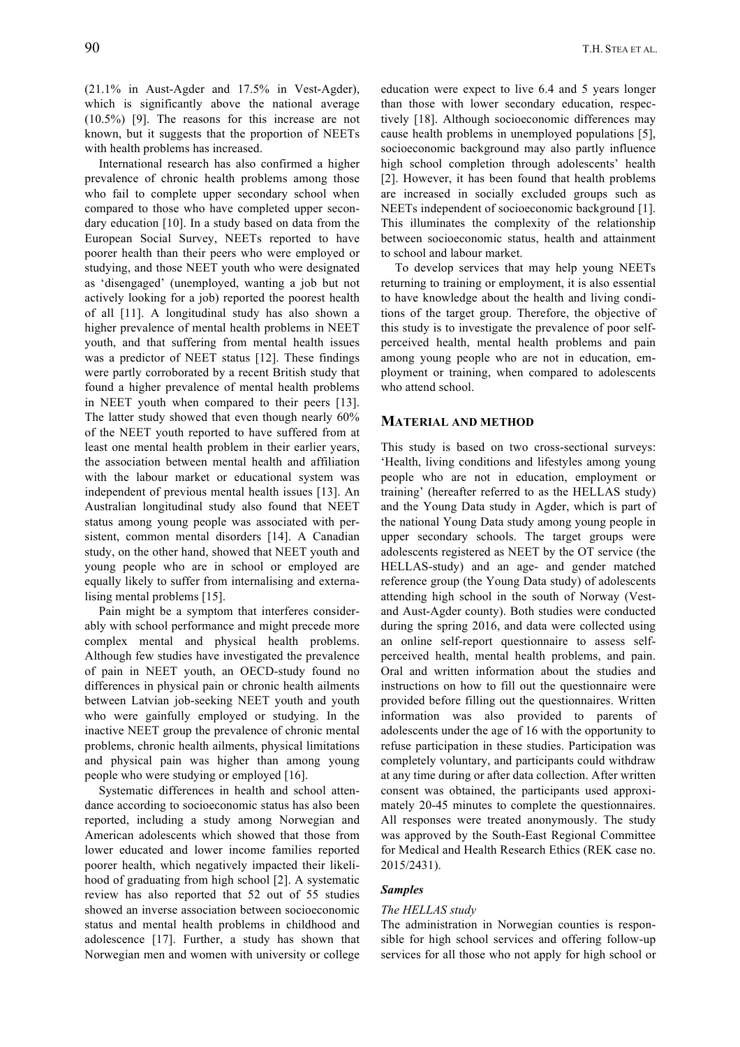(21.1% in Aust-Agder and 17.5% in Vest-Agder), which is significantly above the national average (10.5%) [9]. The reasons for this increase are not known, but it suggests that the proportion of NEETs with health problems has increased.

International research has also confirmed a higher prevalence of chronic health problems among those who fail to complete upper secondary school when compared to those who have completed upper secondary education [10]. In a study based on data from the European Social Survey, NEETs reported to have poorer health than their peers who were employed or studying, and those NEET youth who were designated as 'disengaged' (unemployed, wanting a job but not actively looking for a job) reported the poorest health of all [11]. A longitudinal study has also shown a higher prevalence of mental health problems in NEET youth, and that suffering from mental health issues was a predictor of NEET status [12]. These findings were partly corroborated by a recent British study that found a higher prevalence of mental health problems in NEET youth when compared to their peers [13]. The latter study showed that even though nearly 60% of the NEET youth reported to have suffered from at least one mental health problem in their earlier years, the association between mental health and affiliation with the labour market or educational system was independent of previous mental health issues [13]. An Australian longitudinal study also found that NEET status among young people was associated with persistent, common mental disorders [14]. A Canadian study, on the other hand, showed that NEET youth and young people who are in school or employed are equally likely to suffer from internalising and externalising mental problems [15].

Pain might be a symptom that interferes considerably with school performance and might precede more complex mental and physical health problems. Although few studies have investigated the prevalence of pain in NEET youth, an OECD-study found no differences in physical pain or chronic health ailments between Latvian job-seeking NEET youth and youth who were gainfully employed or studying. In the inactive NEET group the prevalence of chronic mental problems, chronic health ailments, physical limitations and physical pain was higher than among young people who were studying or employed [16].

Systematic differences in health and school attendance according to socioeconomic status has also been reported, including a study among Norwegian and American adolescents which showed that those from lower educated and lower income families reported poorer health, which negatively impacted their likelihood of graduating from high school [2]. A systematic review has also reported that 52 out of 55 studies showed an inverse association between socioeconomic status and mental health problems in childhood and adolescence [17]. Further, a study has shown that Norwegian men and women with university or college education were expect to live 6.4 and 5 years longer than those with lower secondary education, respectively [18]. Although socioeconomic differences may cause health problems in unemployed populations [5], socioeconomic background may also partly influence high school completion through adolescents' health [2]. However, it has been found that health problems are increased in socially excluded groups such as NEETs independent of socioeconomic background [1]. This illuminates the complexity of the relationship between socioeconomic status, health and attainment to school and labour market.

To develop services that may help young NEETs returning to training or employment, it is also essential to have knowledge about the health and living conditions of the target group. Therefore, the objective of this study is to investigate the prevalence of poor self-perceived health, mental health problems and pain among young people who are not in education, employment or training, when compared to adolescents who attend school.

## MATERIAL AND METHOD

This study is based on two cross-sectional surveys: 'Health, living conditions and lifestyles among young people who are not in education, employment or training' (hereafter referred to as the HELLAS study) and the Young Data study in Agder, which is part of the national Young Data study among young people in upper secondary schools. The target groups were adolescents registered as NEET by the OT service (the HELLAS-study) and an age- and gender matched reference group (the Young Data study) of adolescents attending high school in the south of Norway (Vest- and Aust-Agder county). Both studies were conducted during the spring 2016, and data were collected using an online self-report questionnaire to assess self-perceived health, mental health problems, and pain. Oral and written information about the studies and instructions on how to fill out the questionnaire were provided before filling out the questionnaires. Written information was also provided to parents of adolescents under the age of 16 with the opportunity to refuse participation in these studies. Participation was completely voluntary, and participants could withdraw at any time during or after data collection. After written consent was obtained, the participants used approximately 20-45 minutes to complete the questionnaires. All responses were treated anonymously. The study was approved by the South-East Regional Committee for Medical and Health Research Ethics (REK case no. 2015/2431).

### Samples

#### *The HELLAS study*

The administration in Norwegian counties is responsible for high school services and offering follow-up services for all those who not apply for high school or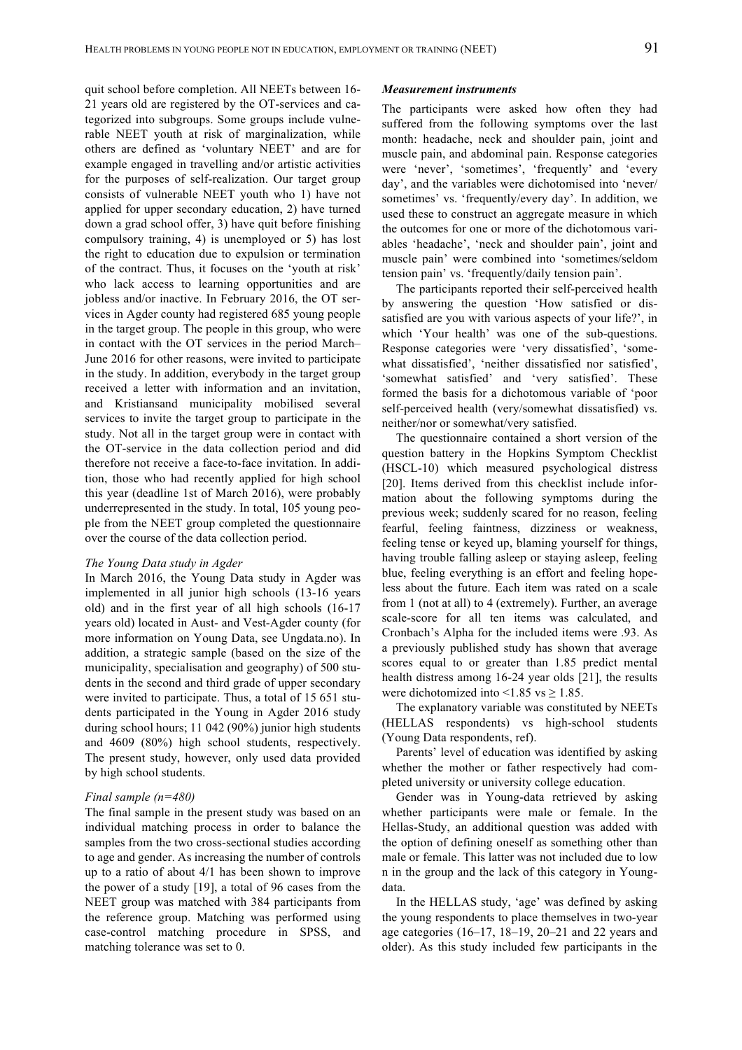quit school before completion. All NEETs between 16-21 years old are registered by the OT-services and categorized into subgroups. Some groups include vulnerable NEET youth at risk of marginalization, while others are defined as 'voluntary NEET' and are for example engaged in travelling and/or artistic activities for the purposes of self-realization. Our target group consists of vulnerable NEET youth who 1) have not applied for upper secondary education, 2) have turned down a grad school offer, 3) have quit before finishing compulsory training, 4) is unemployed or 5) has lost the right to education due to expulsion or termination of the contract. Thus, it focuses on the 'youth at risk' who lack access to learning opportunities and are jobless and/or inactive. In February 2016, the OT services in Agder county had registered 685 young people in the target group. The people in this group, who were in contact with the OT services in the period March–June 2016 for other reasons, were invited to participate in the study. In addition, everybody in the target group received a letter with information and an invitation, and Kristiansand municipality mobilised several services to invite the target group to participate in the study. Not all in the target group were in contact with the OT-service in the data collection period and did therefore not receive a face-to-face invitation. In addition, those who had recently applied for high school this year (deadline 1st of March 2016), were probably underrepresented in the study. In total, 105 young people from the NEET group completed the questionnaire over the course of the data collection period.

*The Young Data study in Agder*

In March 2016, the Young Data study in Agder was implemented in all junior high schools (13-16 years old) and in the first year of all high schools (16-17 years old) located in Aust- and Vest-Agder county (for more information on Young Data, see Ungdata.no). In addition, a strategic sample (based on the size of the municipality, specialisation and geography) of 500 students in the second and third grade of upper secondary were invited to participate. Thus, a total of 15 651 students participated in the Young in Agder 2016 study during school hours; 11 042 (90%) junior high students and 4609 (80%) high school students, respectively. The present study, however, only used data provided by high school students.

*Final sample (n=480)*

The final sample in the present study was based on an individual matching process in order to balance the samples from the two cross-sectional studies according to age and gender. As increasing the number of controls up to a ratio of about 4/1 has been shown to improve the power of a study [19], a total of 96 cases from the NEET group was matched with 384 participants from the reference group. Matching was performed using case-control matching procedure in SPSS, and matching tolerance was set to 0.

***Measurement instruments***

The participants were asked how often they had suffered from the following symptoms over the last month: headache, neck and shoulder pain, joint and muscle pain, and abdominal pain. Response categories were 'never', 'sometimes', 'frequently' and 'every day', and the variables were dichotomised into 'never/sometimes' vs. 'frequently/every day'. In addition, we used these to construct an aggregate measure in which the outcomes for one or more of the dichotomous variables 'headache', 'neck and shoulder pain', joint and muscle pain' were combined into 'sometimes/seldom tension pain' vs. 'frequently/daily tension pain'.

The participants reported their self-perceived health by answering the question 'How satisfied or dissatisfied are you with various aspects of your life?', in which 'Your health' was one of the sub-questions. Response categories were 'very dissatisfied', 'somewhat dissatisfied', 'neither dissatisfied nor satisfied', 'somewhat satisfied' and 'very satisfied'. These formed the basis for a dichotomous variable of 'poor self-perceived health (very/somewhat dissatisfied) vs. neither/nor or somewhat/very satisfied.

The questionnaire contained a short version of the question battery in the Hopkins Symptom Checklist (HSCL-10) which measured psychological distress [20]. Items derived from this checklist include information about the following symptoms during the previous week; suddenly scared for no reason, feeling fearful, feeling faintness, dizziness or weakness, feeling tense or keyed up, blaming yourself for things, having trouble falling asleep or staying asleep, feeling blue, feeling everything is an effort and feeling hopeless about the future. Each item was rated on a scale from 1 (not at all) to 4 (extremely). Further, an average scale-score for all ten items was calculated, and Cronbach's Alpha for the included items were .93. As a previously published study has shown that average scores equal to or greater than 1.85 predict mental health distress among 16-24 year olds [21], the results were dichotomized into $<1.85$ vs $\geq 1.85$.

The explanatory variable was constituted by NEETs (HELLAS respondents) vs high-school students (Young Data respondents, ref).

Parents' level of education was identified by asking whether the mother or father respectively had completed university or university college education.

Gender was in Young-data retrieved by asking whether participants were male or female. In the Hellas-Study, an additional question was added with the option of defining oneself as something other than male or female. This latter was not included due to low n in the group and the lack of this category in Young-data.

In the HELLAS study, 'age' was defined by asking the young respondents to place themselves in two-year age categories (16–17, 18–19, 20–21 and 22 years and older). As this study included few participants in the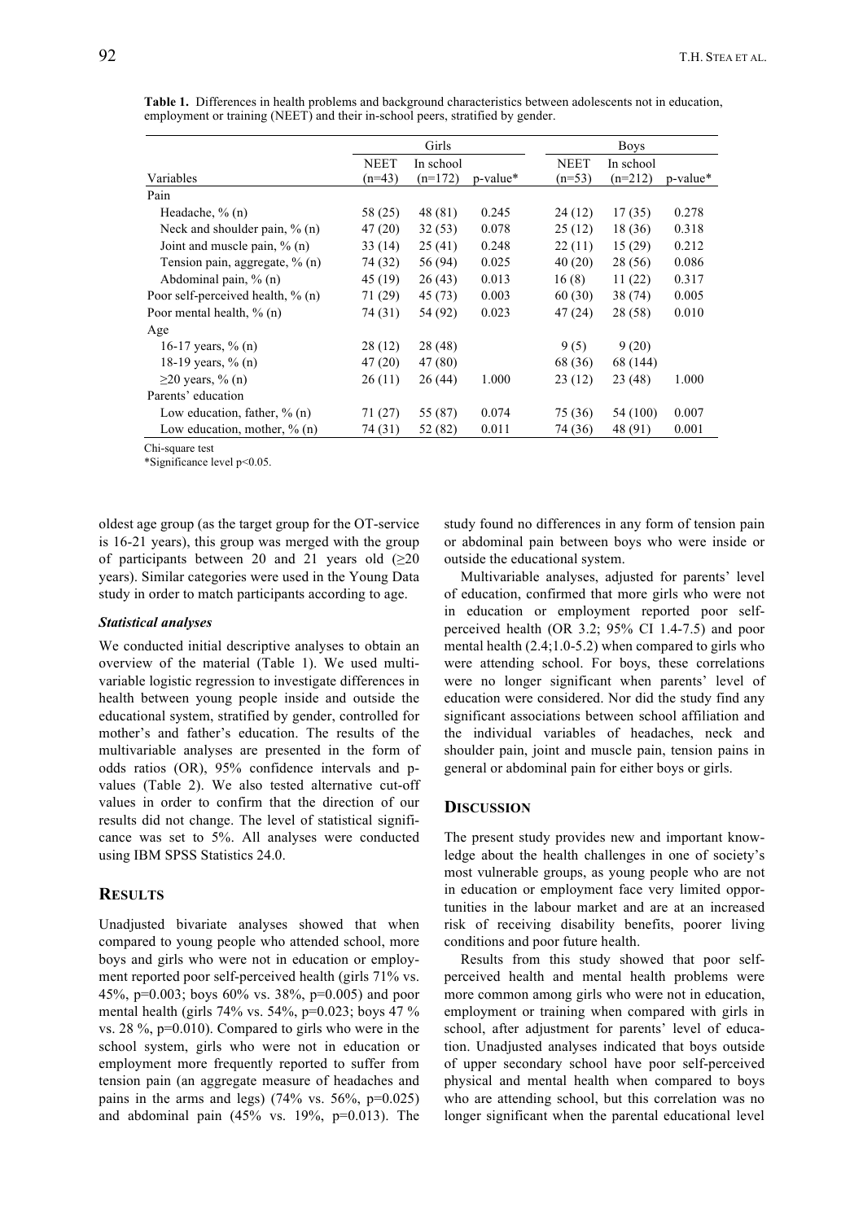**Table 1.** Differences in health problems and background characteristics between adolescents not in education, employment or training (NEET) and their in-school peers, stratified by gender.

| | Girls | | | Boys | | |
|---|---|---|---|---|---|---|
| Variables | NEET (n=43) | In school (n=172) | p-value* | NEET (n=53) | In school (n=212) | p-value* |
| Pain | | | | | | |
| Headache, % (n) | 58 (25) | 48 (81) | 0.245 | 24 (12) | 17 (35) | 0.278 |
| Neck and shoulder pain, % (n) | 47 (20) | 32 (53) | 0.078 | 25 (12) | 18 (36) | 0.318 |
| Joint and muscle pain, % (n) | 33 (14) | 25 (41) | 0.248 | 22 (11) | 15 (29) | 0.212 |
| Tension pain, aggregate, % (n) | 74 (32) | 56 (94) | 0.025 | 40 (20) | 28 (56) | 0.086 |
| Abdominal pain, % (n) | 45 (19) | 26 (43) | 0.013 | 16 (8) | 11 (22) | 0.317 |
| Poor self-perceived health, % (n) | 71 (29) | 45 (73) | 0.003 | 60 (30) | 38 (74) | 0.005 |
| Poor mental health, % (n) | 74 (31) | 54 (92) | 0.023 | 47 (24) | 28 (58) | 0.010 |
| Age | | | | | | |
| 16-17 years, % (n) | 28 (12) | 28 (48) | | 9 (5) | 9 (20) | |
| 18-19 years, % (n) | 47 (20) | 47 (80) | | 68 (36) | 68 (144) | |
| ≥20 years, % (n) | 26 (11) | 26 (44) | 1.000 | 23 (12) | 23 (48) | 1.000 |
| Parents' education | | | | | | |
| Low education, father, % (n) | 71 (27) | 55 (87) | 0.074 | 75 (36) | 54 (100) | 0.007 |
| Low education, mother, % (n) | 74 (31) | 52 (82) | 0.011 | 74 (36) | 48 (91) | 0.001 |

Chi-square test

*Significance level p<0.05.

oldest age group (as the target group for the OT-service is 16-21 years), this group was merged with the group of participants between 20 and 21 years old (≥20 years). Similar categories were used in the Young Data study in order to match participants according to age.

### *Statistical analyses*

We conducted initial descriptive analyses to obtain an overview of the material (Table 1). We used multivariable logistic regression to investigate differences in health between young people inside and outside the educational system, stratified by gender, controlled for mother's and father's education. The results of the multivariable analyses are presented in the form of odds ratios (OR), 95% confidence intervals and p-values (Table 2). We also tested alternative cut-off values in order to confirm that the direction of our results did not change. The level of statistical significance was set to 5%. All analyses were conducted using IBM SPSS Statistics 24.0.

## RESULTS

Unadjusted bivariate analyses showed that when compared to young people who attended school, more boys and girls who were not in education or employment reported poor self-perceived health (girls 71% vs. 45%, p=0.003; boys 60% vs. 38%, p=0.005) and poor mental health (girls 74% vs. 54%, p=0.023; boys 47 % vs. 28 %, p=0.010). Compared to girls who were in the school system, girls who were not in education or employment more frequently reported to suffer from tension pain (an aggregate measure of headaches and pains in the arms and legs) (74% vs. 56%, p=0.025) and abdominal pain (45% vs. 19%, p=0.013). The study found no differences in any form of tension pain or abdominal pain between boys who were inside or outside the educational system.

Multivariable analyses, adjusted for parents' level of education, confirmed that more girls who were not in education or employment reported poor self-perceived health (OR 3.2; 95% CI 1.4-7.5) and poor mental health (2.4;1.0-5.2) when compared to girls who were attending school. For boys, these correlations were no longer significant when parents' level of education were considered. Nor did the study find any significant associations between school affiliation and the individual variables of headaches, neck and shoulder pain, joint and muscle pain, tension pains in general or abdominal pain for either boys or girls.

## DISCUSSION

The present study provides new and important knowledge about the health challenges in one of society's most vulnerable groups, as young people who are not in education or employment face very limited opportunities in the labour market and are at an increased risk of receiving disability benefits, poorer living conditions and poor future health.

Results from this study showed that poor self-perceived health and mental health problems were more common among girls who were not in education, employment or training when compared with girls in school, after adjustment for parents' level of education. Unadjusted analyses indicated that boys outside of upper secondary school have poor self-perceived physical and mental health when compared to boys who are attending school, but this correlation was no longer significant when the parental educational level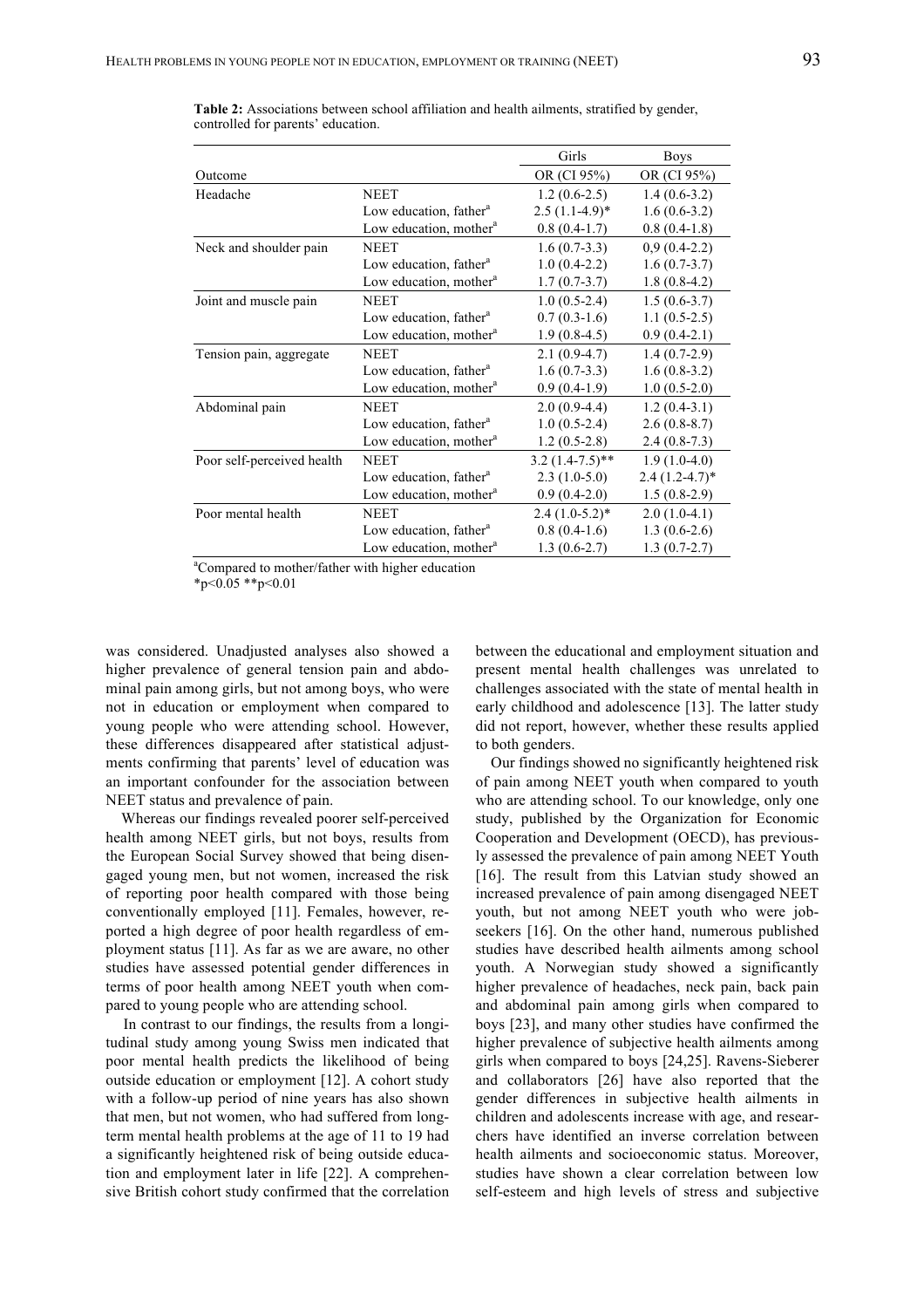**Table 2:** Associations between school affiliation and health ailments, stratified by gender, controlled for parents' education.

| | | Girls | Boys |
|---|---|---|---|
| Outcome | | OR (CI 95%) | OR (CI 95%) |
| Headache | NEET | 1.2 (0.6-2.5) | 1.4 (0.6-3.2) |
| | Low education, father[a] | 2.5 (1.1-4.9)* | 1.6 (0.6-3.2) |
| | Low education, mother[a] | 0.8 (0.4-1.7) | 0.8 (0.4-1.8) |
| Neck and shoulder pain | NEET | 1.6 (0.7-3.3) | 0,9 (0.4-2.2) |
| | Low education, father[a] | 1.0 (0.4-2.2) | 1.6 (0.7-3.7) |
| | Low education, mother[a] | 1.7 (0.7-3.7) | 1.8 (0.8-4.2) |
| Joint and muscle pain | NEET | 1.0 (0.5-2.4) | 1.5 (0.6-3.7) |
| | Low education, father[a] | 0.7 (0.3-1.6) | 1.1 (0.5-2.5) |
| | Low education, mother[a] | 1.9 (0.8-4.5) | 0.9 (0.4-2.1) |
| Tension pain, aggregate | NEET | 2.1 (0.9-4.7) | 1.4 (0.7-2.9) |
| | Low education, father[a] | 1.6 (0.7-3.3) | 1.6 (0.8-3.2) |
| | Low education, mother[a] | 0.9 (0.4-1.9) | 1.0 (0.5-2.0) |
| Abdominal pain | NEET | 2.0 (0.9-4.4) | 1.2 (0.4-3.1) |
| | Low education, father[a] | 1.0 (0.5-2.4) | 2.6 (0.8-8.7) |
| | Low education, mother[a] | 1.2 (0.5-2.8) | 2.4 (0.8-7.3) |
| Poor self-perceived health | NEET | 3.2 (1.4-7.5)** | 1.9 (1.0-4.0) |
| | Low education, father[a] | 2.3 (1.0-5.0) | 2.4 (1.2-4.7)* |
| | Low education, mother[a] | 0.9 (0.4-2.0) | 1.5 (0.8-2.9) |
| Poor mental health | NEET | 2.4 (1.0-5.2)* | 2.0 (1.0-4.1) |
| | Low education, father[a] | 0.8 (0.4-1.6) | 1.3 (0.6-2.6) |
| | Low education, mother[a] | 1.3 (0.6-2.7) | 1.3 (0.7-2.7) |

[a]Compared to mother/father with higher education
*p<0.05 **p<0.01

was considered. Unadjusted analyses also showed a higher prevalence of general tension pain and abdominal pain among girls, but not among boys, who were not in education or employment when compared to young people who were attending school. However, these differences disappeared after statistical adjustments confirming that parents' level of education was an important confounder for the association between NEET status and prevalence of pain.

Whereas our findings revealed poorer self-perceived health among NEET girls, but not boys, results from the European Social Survey showed that being disengaged young men, but not women, increased the risk of reporting poor health compared with those being conventionally employed [11]. Females, however, reported a high degree of poor health regardless of employment status [11]. As far as we are aware, no other studies have assessed potential gender differences in terms of poor health among NEET youth when compared to young people who are attending school.

In contrast to our findings, the results from a longitudinal study among young Swiss men indicated that poor mental health predicts the likelihood of being outside education or employment [12]. A cohort study with a follow-up period of nine years has also shown that men, but not women, who had suffered from long-term mental health problems at the age of 11 to 19 had a significantly heightened risk of being outside education and employment later in life [22]. A comprehensive British cohort study confirmed that the correlation between the educational and employment situation and present mental health challenges was unrelated to challenges associated with the state of mental health in early childhood and adolescence [13]. The latter study did not report, however, whether these results applied to both genders.

Our findings showed no significantly heightened risk of pain among NEET youth when compared to youth who are attending school. To our knowledge, only one study, published by the Organization for Economic Cooperation and Development (OECD), has previously assessed the prevalence of pain among NEET Youth [16]. The result from this Latvian study showed an increased prevalence of pain among disengaged NEET youth, but not among NEET youth who were job-seekers [16]. On the other hand, numerous published studies have described health ailments among school youth. A Norwegian study showed a significantly higher prevalence of headaches, neck pain, back pain and abdominal pain among girls when compared to boys [23], and many other studies have confirmed the higher prevalence of subjective health ailments among girls when compared to boys [24,25]. Ravens-Sieberer and collaborators [26] have also reported that the gender differences in subjective health ailments in children and adolescents increase with age, and researchers have identified an inverse correlation between health ailments and socioeconomic status. Moreover, studies have shown a clear correlation between low self-esteem and high levels of stress and subjective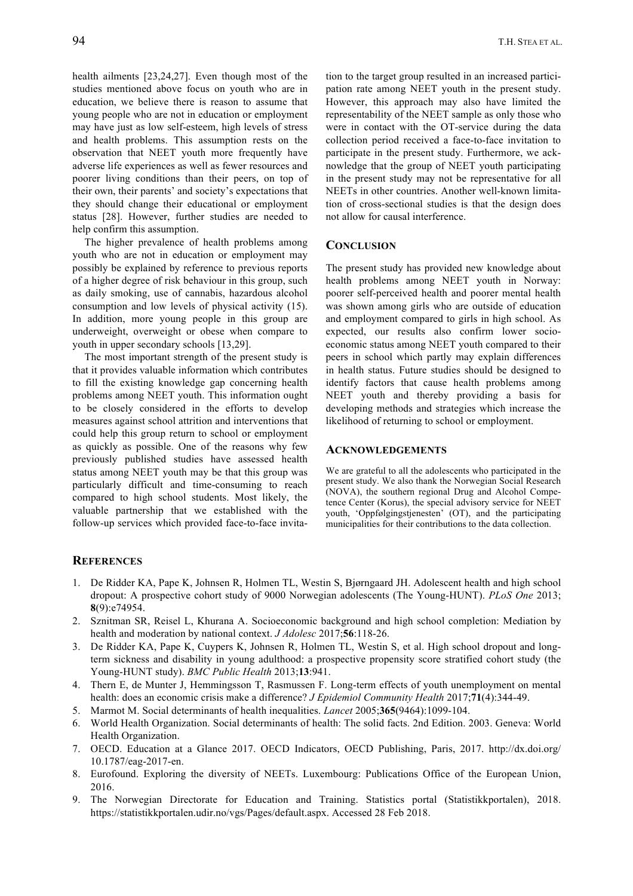health ailments [23,24,27]. Even though most of the studies mentioned above focus on youth who are in education, we believe there is reason to assume that young people who are not in education or employment may have just as low self-esteem, high levels of stress and health problems. This assumption rests on the observation that NEET youth more frequently have adverse life experiences as well as fewer resources and poorer living conditions than their peers, on top of their own, their parents' and society's expectations that they should change their educational or employment status [28]. However, further studies are needed to help confirm this assumption.

The higher prevalence of health problems among youth who are not in education or employment may possibly be explained by reference to previous reports of a higher degree of risk behaviour in this group, such as daily smoking, use of cannabis, hazardous alcohol consumption and low levels of physical activity (15). In addition, more young people in this group are underweight, overweight or obese when compare to youth in upper secondary schools [13,29].

The most important strength of the present study is that it provides valuable information which contributes to fill the existing knowledge gap concerning health problems among NEET youth. This information ought to be closely considered in the efforts to develop measures against school attrition and interventions that could help this group return to school or employment as quickly as possible. One of the reasons why few previously published studies have assessed health status among NEET youth may be that this group was particularly difficult and time-consuming to reach compared to high school students. Most likely, the valuable partnership that we established with the follow-up services which provided face-to-face invitation to the target group resulted in an increased participation rate among NEET youth in the present study. However, this approach may also have limited the representability of the NEET sample as only those who were in contact with the OT-service during the data collection period received a face-to-face invitation to participate in the present study. Furthermore, we acknowledge that the group of NEET youth participating in the present study may not be representative for all NEETs in other countries. Another well-known limitation of cross-sectional studies is that the design does not allow for causal interference.

## CONCLUSION

The present study has provided new knowledge about health problems among NEET youth in Norway: poorer self-perceived health and poorer mental health was shown among girls who are outside of education and employment compared to girls in high school. As expected, our results also confirm lower socio-economic status among NEET youth compared to their peers in school which partly may explain differences in health status. Future studies should be designed to identify factors that cause health problems among NEET youth and thereby providing a basis for developing methods and strategies which increase the likelihood of returning to school or employment.

## ACKNOWLEDGEMENTS

We are grateful to all the adolescents who participated in the present study. We also thank the Norwegian Social Research (NOVA), the southern regional Drug and Alcohol Competence Center (Korus), the special advisory service for NEET youth, 'Oppfølgingstjenesten' (OT), and the participating municipalities for their contributions to the data collection.

## REFERENCES

1. De Ridder KA, Pape K, Johnsen R, Holmen TL, Westin S, Bjørngaard JH. Adolescent health and high school dropout: A prospective cohort study of 9000 Norwegian adolescents (The Young-HUNT). *PLoS One* 2013; **8**(9):e74954.
2. Sznitman SR, Reisel L, Khurana A. Socioeconomic background and high school completion: Mediation by health and moderation by national context. *J Adolesc* 2017;**56**:118-26.
3. De Ridder KA, Pape K, Cuypers K, Johnsen R, Holmen TL, Westin S, et al. High school dropout and long-term sickness and disability in young adulthood: a prospective propensity score stratified cohort study (the Young-HUNT study). *BMC Public Health* 2013;**13**:941.
4. Thern E, de Munter J, Hemmingsson T, Rasmussen F. Long-term effects of youth unemployment on mental health: does an economic crisis make a difference? *J Epidemiol Community Health* 2017;**71**(4):344-49.
5. Marmot M. Social determinants of health inequalities. *Lancet* 2005;**365**(9464):1099-104.
6. World Health Organization. Social determinants of health: The solid facts. 2nd Edition. 2003. Geneva: World Health Organization.
7. OECD. Education at a Glance 2017. OECD Indicators, OECD Publishing, Paris, 2017. http://dx.doi.org/10.1787/eag-2017-en.
8. Eurofound. Exploring the diversity of NEETs. Luxembourg: Publications Office of the European Union, 2016.
9. The Norwegian Directorate for Education and Training. Statistics portal (Statistikkportalen), 2018. https://statistikkportalen.udir.no/vgs/Pages/default.aspx. Accessed 28 Feb 2018.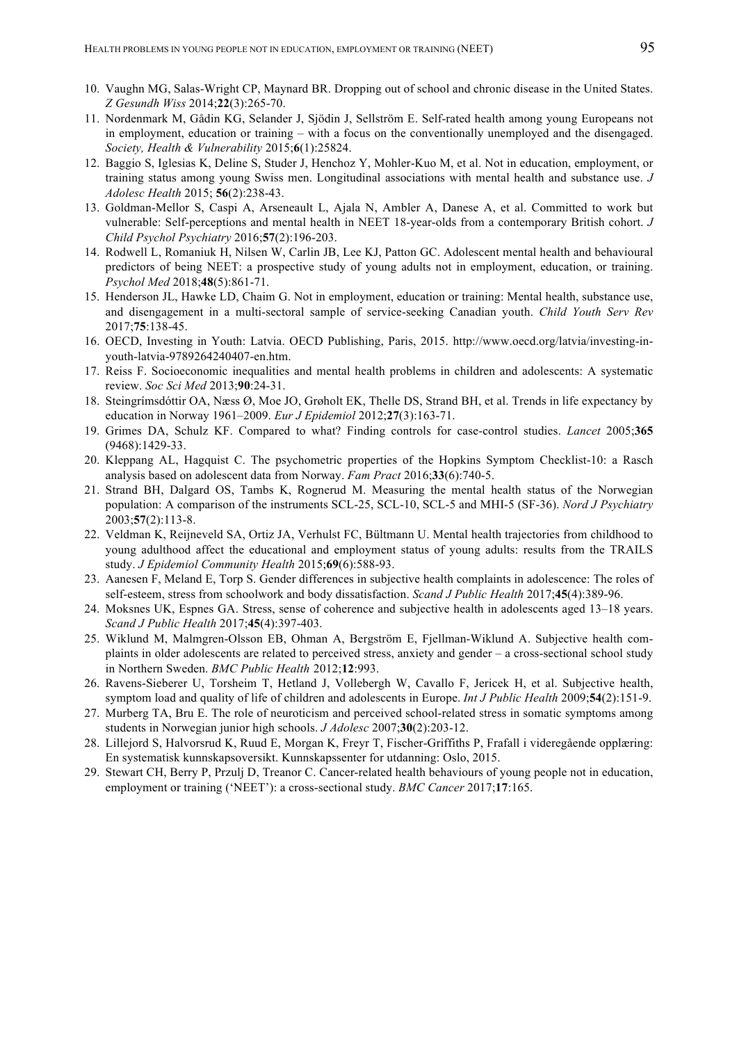10. Vaughn MG, Salas-Wright CP, Maynard BR. Dropping out of school and chronic disease in the United States. *Z Gesundh Wiss* 2014;**22**(3):265-70.
11. Nordenmark M, Gådin KG, Selander J, Sjödin J, Sellström E. Self-rated health among young Europeans not in employment, education or training – with a focus on the conventionally unemployed and the disengaged. *Society, Health & Vulnerability* 2015;**6**(1):25824.
12. Baggio S, Iglesias K, Deline S, Studer J, Henchoz Y, Mohler-Kuo M, et al. Not in education, employment, or training status among young Swiss men. Longitudinal associations with mental health and substance use. *J Adolesc Health* 2015; **56**(2):238-43.
13. Goldman-Mellor S, Caspi A, Arseneault L, Ajala N, Ambler A, Danese A, et al. Committed to work but vulnerable: Self-perceptions and mental health in NEET 18-year-olds from a contemporary British cohort. *J Child Psychol Psychiatry* 2016;**57**(2):196-203.
14. Rodwell L, Romaniuk H, Nilsen W, Carlin JB, Lee KJ, Patton GC. Adolescent mental health and behavioural predictors of being NEET: a prospective study of young adults not in employment, education, or training. *Psychol Med* 2018;**48**(5):861-71.
15. Henderson JL, Hawke LD, Chaim G. Not in employment, education or training: Mental health, substance use, and disengagement in a multi-sectoral sample of service-seeking Canadian youth. *Child Youth Serv Rev* 2017;**75**:138-45.
16. OECD, Investing in Youth: Latvia. OECD Publishing, Paris, 2015. http://www.oecd.org/latvia/investing-in-youth-latvia-9789264240407-en.htm.
17. Reiss F. Socioeconomic inequalities and mental health problems in children and adolescents: A systematic review. *Soc Sci Med* 2013;**90**:24-31.
18. Steingrímsdóttir OA, Næss Ø, Moe JO, Grøholt EK, Thelle DS, Strand BH, et al. Trends in life expectancy by education in Norway 1961–2009. *Eur J Epidemiol* 2012;**27**(3):163-71.
19. Grimes DA, Schulz KF. Compared to what? Finding controls for case-control studies. *Lancet* 2005;**365** (9468):1429-33.
20. Kleppang AL, Hagquist C. The psychometric properties of the Hopkins Symptom Checklist-10: a Rasch analysis based on adolescent data from Norway. *Fam Pract* 2016;**33**(6):740-5.
21. Strand BH, Dalgard OS, Tambs K, Rognerud M. Measuring the mental health status of the Norwegian population: A comparison of the instruments SCL-25, SCL-10, SCL-5 and MHI-5 (SF-36). *Nord J Psychiatry* 2003;**57**(2):113-8.
22. Veldman K, Reijneveld SA, Ortiz JA, Verhulst FC, Bültmann U. Mental health trajectories from childhood to young adulthood affect the educational and employment status of young adults: results from the TRAILS study. *J Epidemiol Community Health* 2015;**69**(6):588-93.
23. Aanesen F, Meland E, Torp S. Gender differences in subjective health complaints in adolescence: The roles of self-esteem, stress from schoolwork and body dissatisfaction. *Scand J Public Health* 2017;**45**(4):389-96.
24. Moksnes UK, Espnes GA. Stress, sense of coherence and subjective health in adolescents aged 13–18 years. *Scand J Public Health* 2017;**45**(4):397-403.
25. Wiklund M, Malmgren-Olsson EB, Ohman A, Bergström E, Fjellman-Wiklund A. Subjective health complaints in older adolescents are related to perceived stress, anxiety and gender – a cross-sectional school study in Northern Sweden. *BMC Public Health* 2012;**12**:993.
26. Ravens-Sieberer U, Torsheim T, Hetland J, Vollebergh W, Cavallo F, Jericek H, et al. Subjective health, symptom load and quality of life of children and adolescents in Europe. *Int J Public Health* 2009;**54**(2):151-9.
27. Murberg TA, Bru E. The role of neuroticism and perceived school-related stress in somatic symptoms among students in Norwegian junior high schools. *J Adolesc* 2007;**30**(2):203-12.
28. Lillejord S, Halvorsrud K, Ruud E, Morgan K, Freyr T, Fischer-Griffiths P, Frafall i videregående opplæring: En systematisk kunnskapsoversikt. Kunnskapssenter for utdanning: Oslo, 2015.
29. Stewart CH, Berry P, Przulj D, Treanor C. Cancer-related health behaviours of young people not in education, employment or training ('NEET'): a cross-sectional study. *BMC Cancer* 2017;**17**:165.